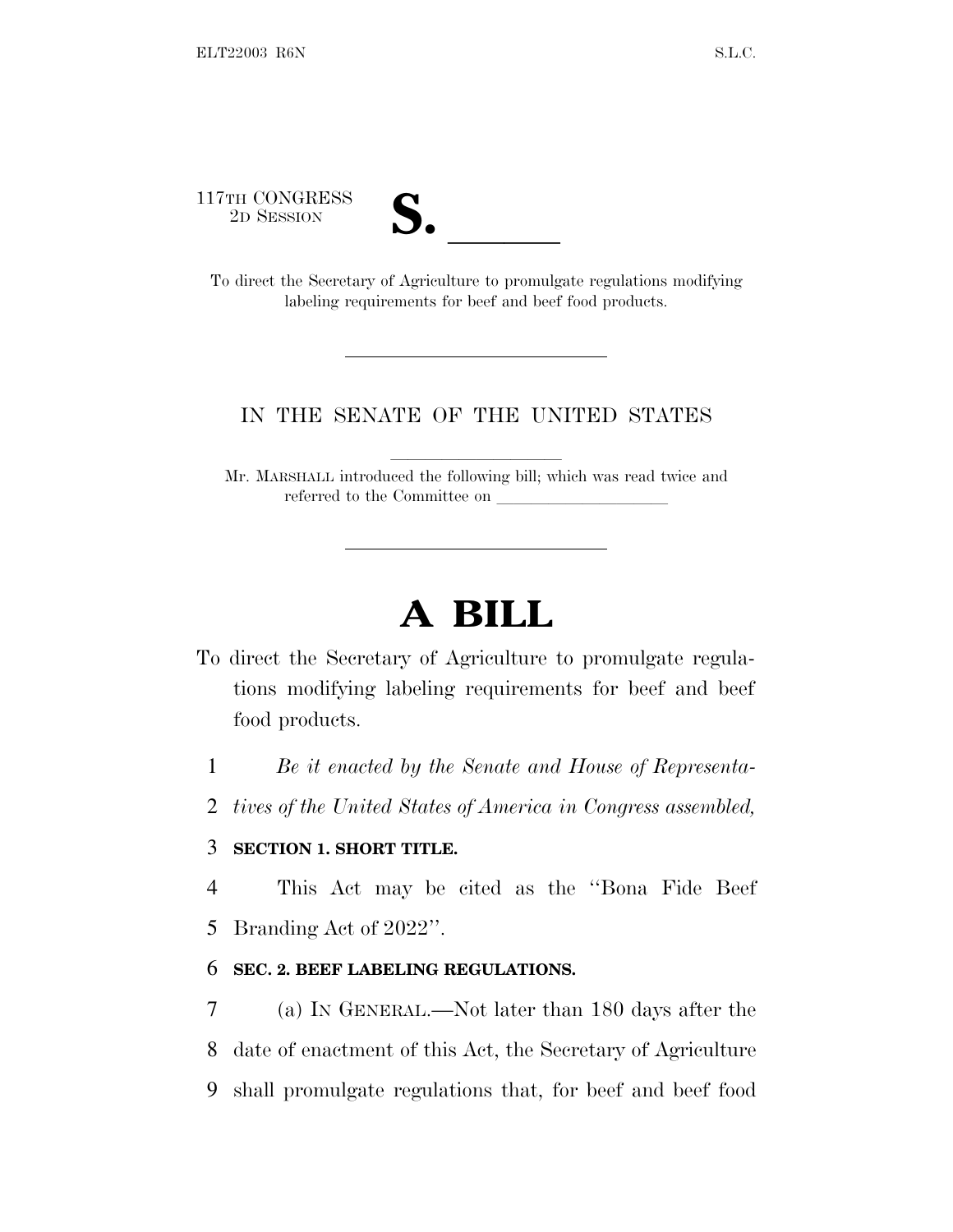117TH CONGRESS
2D SESSION

# S. \_\_\_\_\_\_

To direct the Secretary of Agriculture to promulgate regulations modifying labeling requirements for beef and beef food products.

---

IN THE SENATE OF THE UNITED STATES

Mr. MARSHALL introduced the following bill; which was read twice and referred to the Committee on \_\_\_\_\_\_\_\_\_\_\_\_\_\_\_\_\_\_\_\_

---

# A BILL

To direct the Secretary of Agriculture to promulgate regulations modifying labeling requirements for beef and beef food products.

1 *Be it enacted by the Senate and House of Representa-*
2 *tives of the United States of America in Congress assembled,*

3 **SECTION 1. SHORT TITLE.**

4 This Act may be cited as the "Bona Fide Beef
5 Branding Act of 2022".

6 **SEC. 2. BEEF LABELING REGULATIONS.**

7 (a) IN GENERAL.—Not later than 180 days after the
8 date of enactment of this Act, the Secretary of Agriculture
9 shall promulgate regulations that, for beef and beef food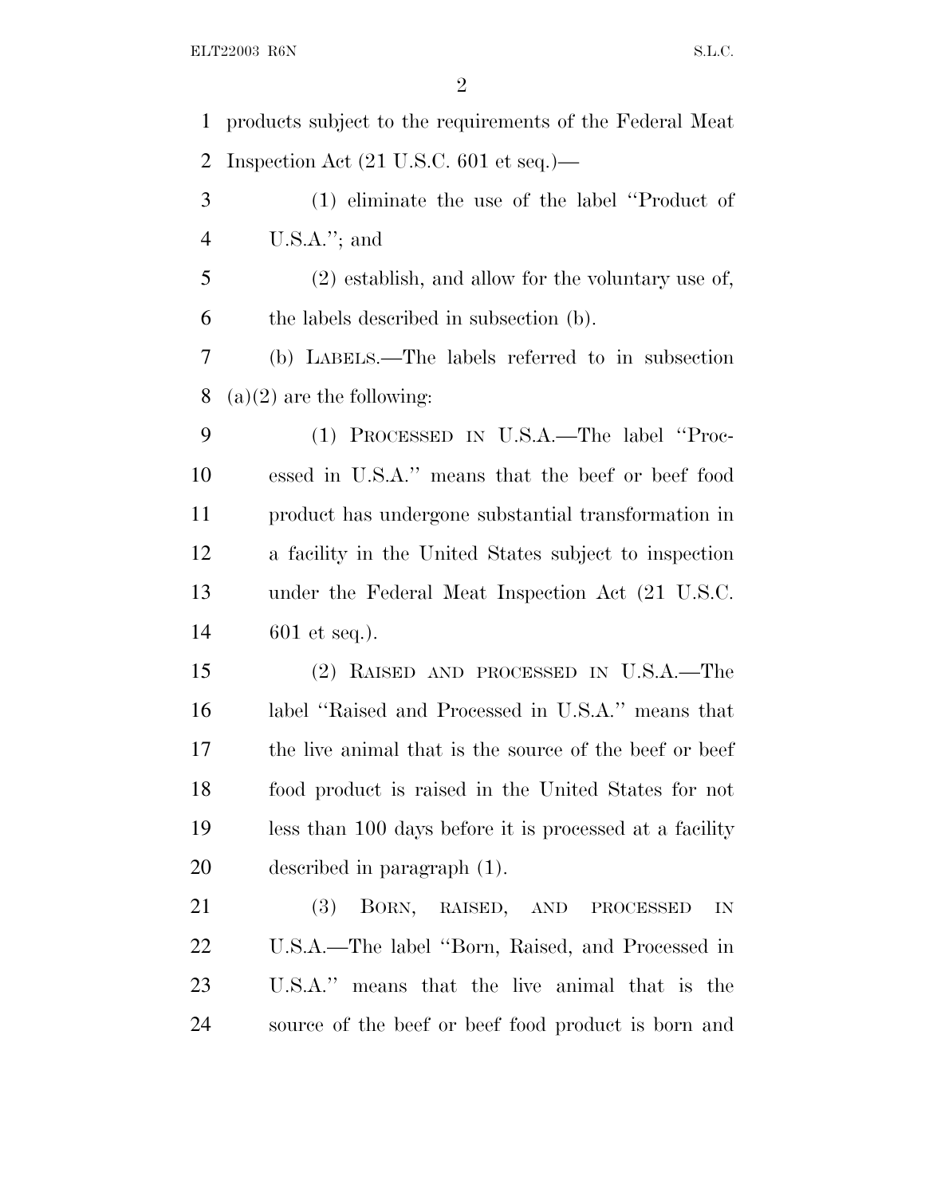products subject to the requirements of the Federal Meat Inspection Act (21 U.S.C. 601 et seq.)—

(1) eliminate the use of the label "Product of U.S.A."; and

(2) establish, and allow for the voluntary use of, the labels described in subsection (b).

(b) LABELS.—The labels referred to in subsection (a)(2) are the following:

(1) PROCESSED IN U.S.A.—The label "Processed in U.S.A." means that the beef or beef food product has undergone substantial transformation in a facility in the United States subject to inspection under the Federal Meat Inspection Act (21 U.S.C. 601 et seq.).

(2) RAISED AND PROCESSED IN U.S.A.—The label "Raised and Processed in U.S.A." means that the live animal that is the source of the beef or beef food product is raised in the United States for not less than 100 days before it is processed at a facility described in paragraph (1).

(3) BORN, RAISED, AND PROCESSED IN U.S.A.—The label "Born, Raised, and Processed in U.S.A." means that the live animal that is the source of the beef or beef food product is born and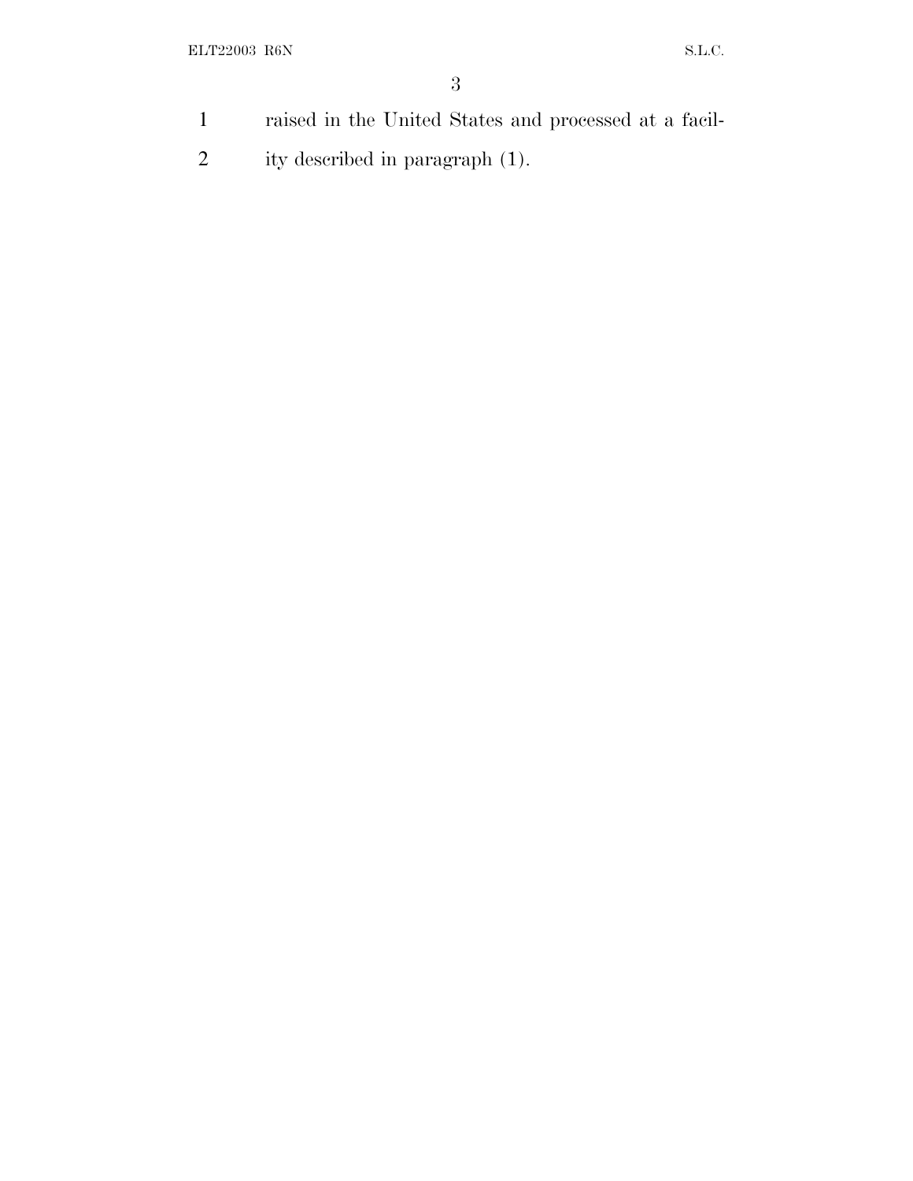raised in the United States and processed at a facility described in paragraph (1).